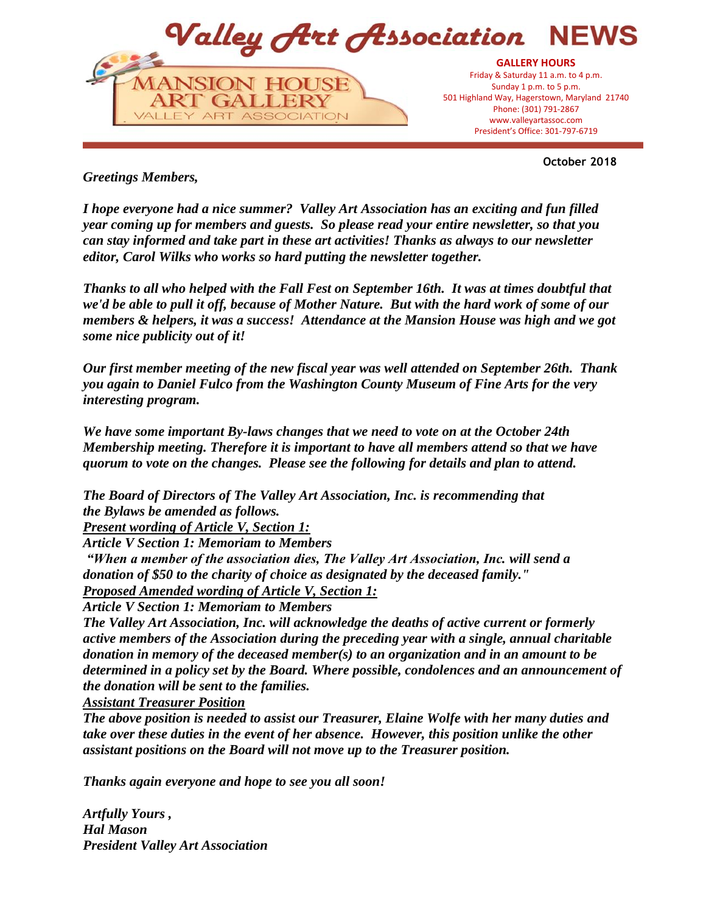# Valley Art Association NEWS

MANSION HOUSE ART GALLERY
VALLEY ART ASSOCIATION

**GALLERY HOURS**
Friday & Saturday 11 a.m. to 4 p.m.
Sunday 1 p.m. to 5 p.m.
501 Highland Way, Hagerstown, Maryland 21740
Phone: (301) 791-2867
www.valleyartassoc.com
President's Office: 301-797-6719

**October 2018**

***Greetings Members,***

***I hope everyone had a nice summer? Valley Art Association has an exciting and fun filled year coming up for members and guests. So please read your entire newsletter, so that you can stay informed and take part in these art activities! Thanks as always to our newsletter editor, Carol Wilks who works so hard putting the newsletter together.***

***Thanks to all who helped with the Fall Fest on September 16th. It was at times doubtful that we'd be able to pull it off, because of Mother Nature. But with the hard work of some of our members & helpers, it was a success! Attendance at the Mansion House was high and we got some nice publicity out of it!***

***Our first member meeting of the new fiscal year was well attended on September 26th. Thank you again to Daniel Fulco from the Washington County Museum of Fine Arts for the very interesting program.***

***We have some important By-laws changes that we need to vote on at the October 24th Membership meeting. Therefore it is important to have all members attend so that we have quorum to vote on the changes. Please see the following for details and plan to attend.***

***The Board of Directors of The Valley Art Association, Inc. is recommending that the Bylaws be amended as follows.***

***<u>Present wording of Article V, Section 1:</u>***

***Article V Section 1: Memoriam to Members***

***"When a member of the association dies, The Valley Art Association, Inc. will send a donation of $50 to the charity of choice as designated by the deceased family."***

***<u>Proposed Amended wording of Article V, Section 1:</u>***

***Article V Section 1: Memoriam to Members***

***The Valley Art Association, Inc. will acknowledge the deaths of active current or formerly active members of the Association during the preceding year with a single, annual charitable donation in memory of the deceased member(s) to an organization and in an amount to be determined in a policy set by the Board. Where possible, condolences and an announcement of the donation will be sent to the families.***

***<u>Assistant Treasurer Position</u>***

***The above position is needed to assist our Treasurer, Elaine Wolfe with her many duties and take over these duties in the event of her absence. However, this position unlike the other assistant positions on the Board will not move up to the Treasurer position.***

***Thanks again everyone and hope to see you all soon!***

***Artfully Yours ,***
***Hal Mason***
***President Valley Art Association***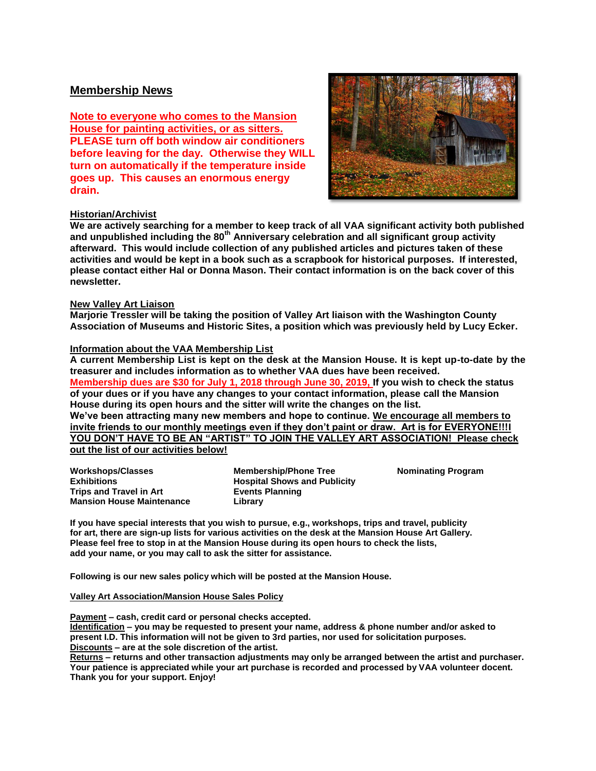## Membership News

**Note to everyone who comes to the Mansion House for painting activities, or as sitters. PLEASE turn off both window air conditioners before leaving for the day. Otherwise they WILL turn on automatically if the temperature inside goes up. This causes an enormous energy drain.**

### Historian/Archivist

**We are actively searching for a member to keep track of all VAA significant activity both published and unpublished including the 80th Anniversary celebration and all significant group activity afterward. This would include collection of any published articles and pictures taken of these activities and would be kept in a book such as a scrapbook for historical purposes. If interested, please contact either Hal or Donna Mason. Their contact information is on the back cover of this newsletter.**

### New Valley Art Liaison

**Marjorie Tressler will be taking the position of Valley Art liaison with the Washington County Association of Museums and Historic Sites, a position which was previously held by Lucy Ecker.**

### Information about the VAA Membership List

**A current Membership List is kept on the desk at the Mansion House. It is kept up-to-date by the treasurer and includes information as to whether VAA dues have been received.**
**Membership dues are $30 for July 1, 2018 through June 30, 2019, If you wish to check the status of your dues or if you have any changes to your contact information, please call the Mansion House during its open hours and the sitter will write the changes on the list.**
**We've been attracting many new members and hope to continue. We encourage all members to invite friends to our monthly meetings even if they don't paint or draw. Art is for EVERYONE!!!I YOU DON'T HAVE TO BE AN "ARTIST" TO JOIN THE VALLEY ART ASSOCIATION! Please check out the list of our activities below!**

- **Workshops/Classes**
- **Exhibitions**
- **Trips and Travel in Art**
- **Mansion House Maintenance**
- **Membership/Phone Tree**
- **Hospital Shows and Publicity**
- **Events Planning**
- **Library**
- **Nominating Program**

**If you have special interests that you wish to pursue, e.g., workshops, trips and travel, publicity for art, there are sign-up lists for various activities on the desk at the Mansion House Art Gallery. Please feel free to stop in at the Mansion House during its open hours to check the lists, add your name, or you may call to ask the sitter for assistance.**

**Following is our new sales policy which will be posted at the Mansion House.**

### Valley Art Association/Mansion House Sales Policy

**Payment – cash, credit card or personal checks accepted.**
**Identification – you may be requested to present your name, address & phone number and/or asked to present I.D. This information will not be given to 3rd parties, nor used for solicitation purposes.**
**Discounts – are at the sole discretion of the artist.**
**Returns – returns and other transaction adjustments may only be arranged between the artist and purchaser. Your patience is appreciated while your art purchase is recorded and processed by VAA volunteer docent. Thank you for your support. Enjoy!**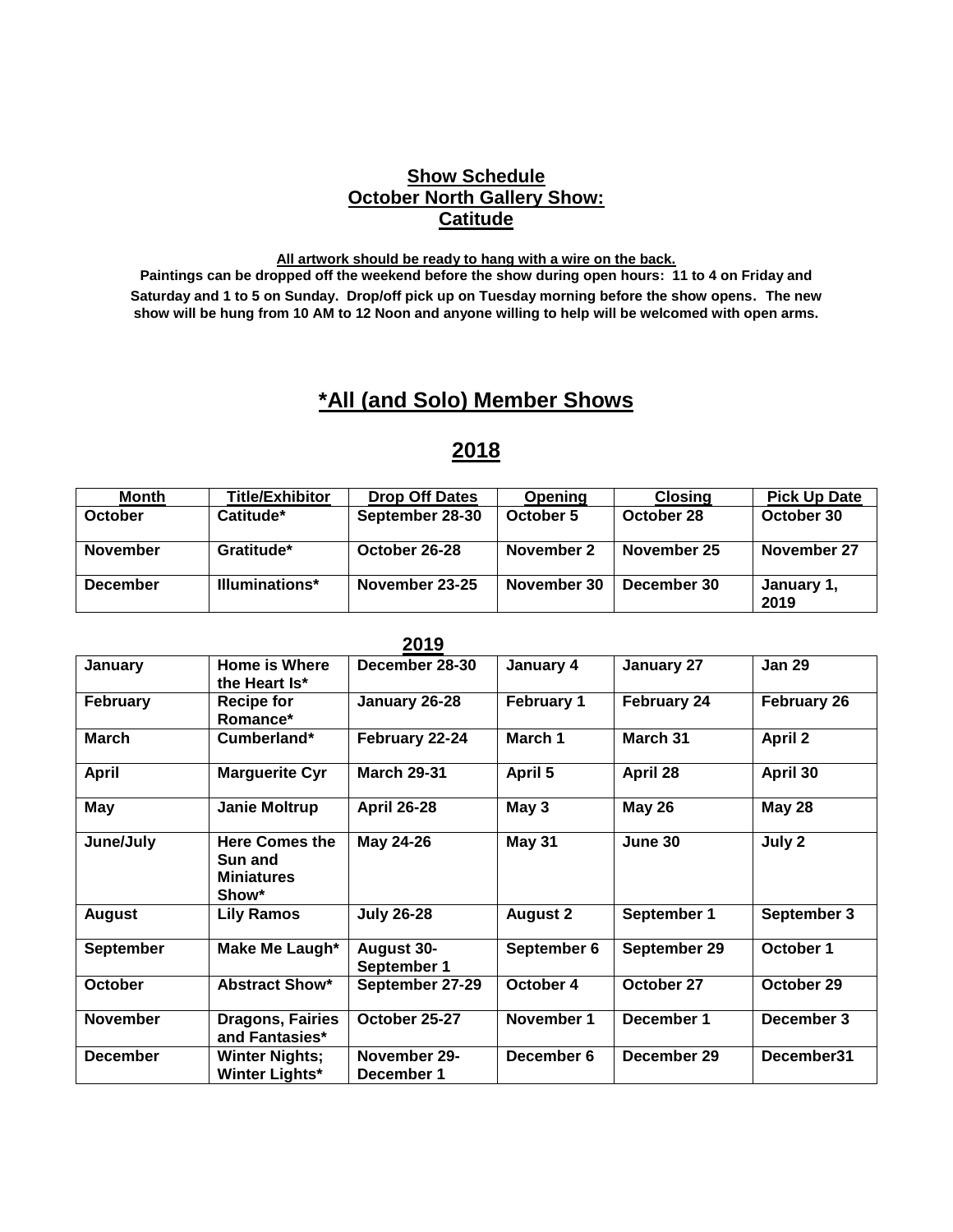## Show Schedule
## October North Gallery Show:
## Catitude

**All artwork should be ready to hang with a wire on the back.**

**Paintings can be dropped off the weekend before the show during open hours: 11 to 4 on Friday and Saturday and 1 to 5 on Sunday. Drop/off pick up on Tuesday morning before the show opens. The new show will be hung from 10 AM to 12 Noon and anyone willing to help will be welcomed with open arms.**

# *All (and Solo) Member Shows

# 2018

| Month | Title/Exhibitor | Drop Off Dates | Opening | Closing | Pick Up Date |
|---|---|---|---|---|---|
| October | Catitude* | September 28-30 | October 5 | October 28 | October 30 |
| November | Gratitude* | October 26-28 | November 2 | November 25 | November 27 |
| December | Illuminations* | November 23-25 | November 30 | December 30 | January 1, 2019 |

## 2019

| Month | Title/Exhibitor | Drop Off Dates | Opening | Closing | Pick Up Date |
|---|---|---|---|---|---|
| January | Home is Where the Heart Is* | December 28-30 | January 4 | January 27 | Jan 29 |
| February | Recipe for Romance* | January 26-28 | February 1 | February 24 | February 26 |
| March | Cumberland* | February 22-24 | March 1 | March 31 | April 2 |
| April | Marguerite Cyr | March 29-31 | April 5 | April 28 | April 30 |
| May | Janie Moltrup | April 26-28 | May 3 | May 26 | May 28 |
| June/July | Here Comes the Sun and Miniatures Show* | May 24-26 | May 31 | June 30 | July 2 |
| August | Lily Ramos | July 26-28 | August 2 | September 1 | September 3 |
| September | Make Me Laugh* | August 30-September 1 | September 6 | September 29 | October 1 |
| October | Abstract Show* | September 27-29 | October 4 | October 27 | October 29 |
| November | Dragons, Fairies and Fantasies* | October 25-27 | November 1 | December 1 | December 3 |
| December | Winter Nights; Winter Lights* | November 29-December 1 | December 6 | December 29 | December31 |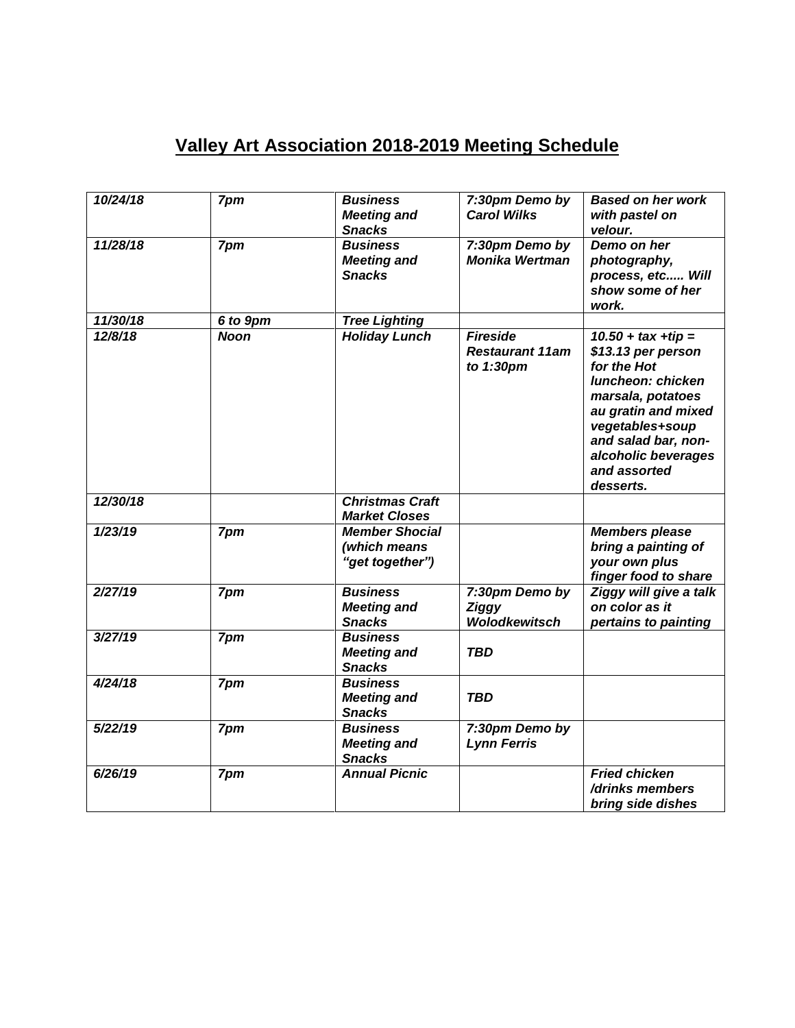# Valley Art Association 2018-2019 Meeting Schedule

| | | | | |
|---|---|---|---|---|
| *10/24/18* | *7pm* | *Business Meeting and Snacks* | *7:30pm Demo by Carol Wilks* | *Based on her work with pastel on velour.* |
| *11/28/18* | *7pm* | *Business Meeting and Snacks* | *7:30pm Demo by Monika Wertman* | *Demo on her photography, process, etc..... Will show some of her work.* |
| *11/30/18* | *6 to 9pm* | *Tree Lighting* | | |
| *12/8/18* | *Noon* | *Holiday Lunch* | *Fireside Restaurant 11am to 1:30pm* | *10.50 + tax +tip = $13.13 per person for the Hot luncheon: chicken marsala, potatoes au gratin and mixed vegetables+soup and salad bar, non-alcoholic beverages and assorted desserts.* |
| *12/30/18* | | *Christmas Craft Market Closes* | | |
| *1/23/19* | *7pm* | *Member Shocial (which means "get together")* | | *Members please bring a painting of your own plus finger food to share* |
| *2/27/19* | *7pm* | *Business Meeting and Snacks* | *7:30pm Demo by Ziggy Wolodkewitsch* | *Ziggy will give a talk on color as it pertains to painting* |
| *3/27/19* | *7pm* | *Business Meeting and Snacks* | *TBD* | |
| *4/24/18* | *7pm* | *Business Meeting and Snacks* | *TBD* | |
| *5/22/19* | *7pm* | *Business Meeting and Snacks* | *7:30pm Demo by Lynn Ferris* | |
| *6/26/19* | *7pm* | *Annual Picnic* | | *Fried chicken /drinks members bring side dishes* |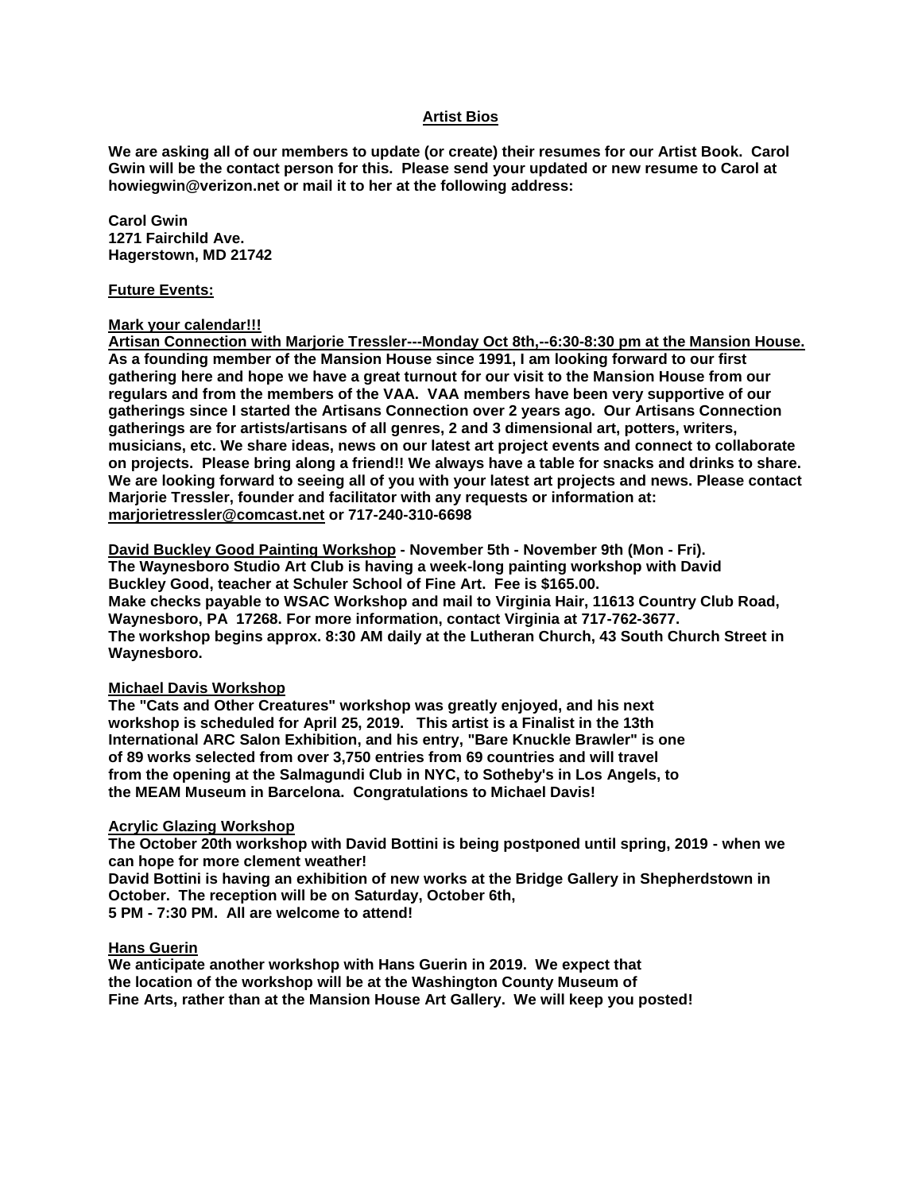## Artist Bios

**We are asking all of our members to update (or create) their resumes for our Artist Book. Carol Gwin will be the contact person for this. Please send your updated or new resume to Carol at howiegwin@verizon.net or mail it to her at the following address:**

**Carol Gwin**
**1271 Fairchild Ave.**
**Hagerstown, MD 21742**

### Future Events:

**Mark your calendar!!!**

**Artisan Connection with Marjorie Tressler---Monday Oct 8th,--6:30-8:30 pm at the Mansion House.**
**As a founding member of the Mansion House since 1991, I am looking forward to our first gathering here and hope we have a great turnout for our visit to the Mansion House from our regulars and from the members of the VAA. VAA members have been very supportive of our gatherings since I started the Artisans Connection over 2 years ago. Our Artisans Connection gatherings are for artists/artisans of all genres, 2 and 3 dimensional art, potters, writers, musicians, etc. We share ideas, news on our latest art project events and connect to collaborate on projects. Please bring along a friend!! We always have a table for snacks and drinks to share. We are looking forward to seeing all of you with your latest art projects and news. Please contact Marjorie Tressler, founder and facilitator with any requests or information at: marjorietressler@comcast.net or 717-240-310-6698**

**David Buckley Good Painting Workshop - November 5th - November 9th (Mon - Fri).**
**The Waynesboro Studio Art Club is having a week-long painting workshop with David Buckley Good, teacher at Schuler School of Fine Art. Fee is $165.00.**
**Make checks payable to WSAC Workshop and mail to Virginia Hair, 11613 Country Club Road, Waynesboro, PA 17268. For more information, contact Virginia at 717-762-3677.**
**The workshop begins approx. 8:30 AM daily at the Lutheran Church, 43 South Church Street in Waynesboro.**

**Michael Davis Workshop**
**The "Cats and Other Creatures" workshop was greatly enjoyed, and his next workshop is scheduled for April 25, 2019. This artist is a Finalist in the 13th International ARC Salon Exhibition, and his entry, "Bare Knuckle Brawler" is one of 89 works selected from over 3,750 entries from 69 countries and will travel from the opening at the Salmagundi Club in NYC, to Sotheby's in Los Angels, to the MEAM Museum in Barcelona. Congratulations to Michael Davis!**

**Acrylic Glazing Workshop**
**The October 20th workshop with David Bottini is being postponed until spring, 2019 - when we can hope for more clement weather!**
**David Bottini is having an exhibition of new works at the Bridge Gallery in Shepherdstown in October. The reception will be on Saturday, October 6th,**
**5 PM - 7:30 PM. All are welcome to attend!**

**Hans Guerin**
**We anticipate another workshop with Hans Guerin in 2019. We expect that the location of the workshop will be at the Washington County Museum of Fine Arts, rather than at the Mansion House Art Gallery. We will keep you posted!**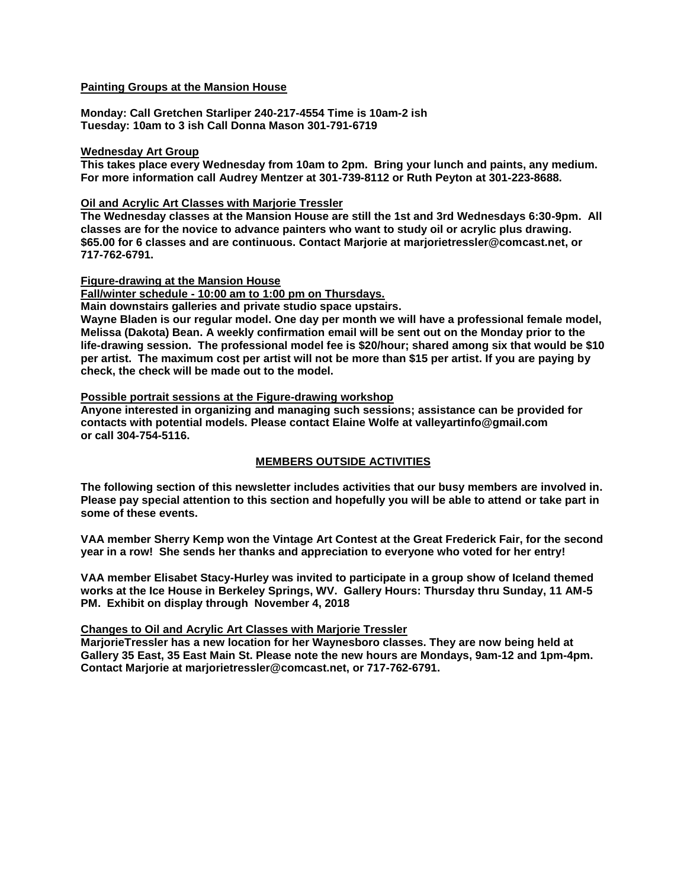**Painting Groups at the Mansion House**

**Monday: Call Gretchen Starliper 240-217-4554 Time is 10am-2 ish**
**Tuesday: 10am to 3 ish Call Donna Mason 301-791-6719**

**Wednesday Art Group**

**This takes place every Wednesday from 10am to 2pm. Bring your lunch and paints, any medium. For more information call Audrey Mentzer at 301-739-8112 or Ruth Peyton at 301-223-8688.**

**Oil and Acrylic Art Classes with Marjorie Tressler**

**The Wednesday classes at the Mansion House are still the 1st and 3rd Wednesdays 6:30-9pm. All classes are for the novice to advance painters who want to study oil or acrylic plus drawing. $65.00 for 6 classes and are continuous. Contact Marjorie at marjorietressler@comcast.net, or 717-762-6791.**

**Figure-drawing at the Mansion House**

**Fall/winter schedule - 10:00 am to 1:00 pm on Thursdays.**

**Main downstairs galleries and private studio space upstairs.**

**Wayne Bladen is our regular model. One day per month we will have a professional female model, Melissa (Dakota) Bean. A weekly confirmation email will be sent out on the Monday prior to the life-drawing session. The professional model fee is $20/hour; shared among six that would be $10 per artist. The maximum cost per artist will not be more than $15 per artist. If you are paying by check, the check will be made out to the model.**

**Possible portrait sessions at the Figure-drawing workshop**

**Anyone interested in organizing and managing such sessions; assistance can be provided for contacts with potential models. Please contact Elaine Wolfe at valleyartinfo@gmail.com or call 304-754-5116.**

## MEMBERS OUTSIDE ACTIVITIES

**The following section of this newsletter includes activities that our busy members are involved in. Please pay special attention to this section and hopefully you will be able to attend or take part in some of these events.**

**VAA member Sherry Kemp won the Vintage Art Contest at the Great Frederick Fair, for the second year in a row! She sends her thanks and appreciation to everyone who voted for her entry!**

**VAA member Elisabet Stacy-Hurley was invited to participate in a group show of Iceland themed works at the Ice House in Berkeley Springs, WV. Gallery Hours: Thursday thru Sunday, 11 AM-5 PM. Exhibit on display through November 4, 2018**

**Changes to Oil and Acrylic Art Classes with Marjorie Tressler**

**MarjorieTressler has a new location for her Waynesboro classes. They are now being held at Gallery 35 East, 35 East Main St. Please note the new hours are Mondays, 9am-12 and 1pm-4pm. Contact Marjorie at marjorietressler@comcast.net, or 717-762-6791.**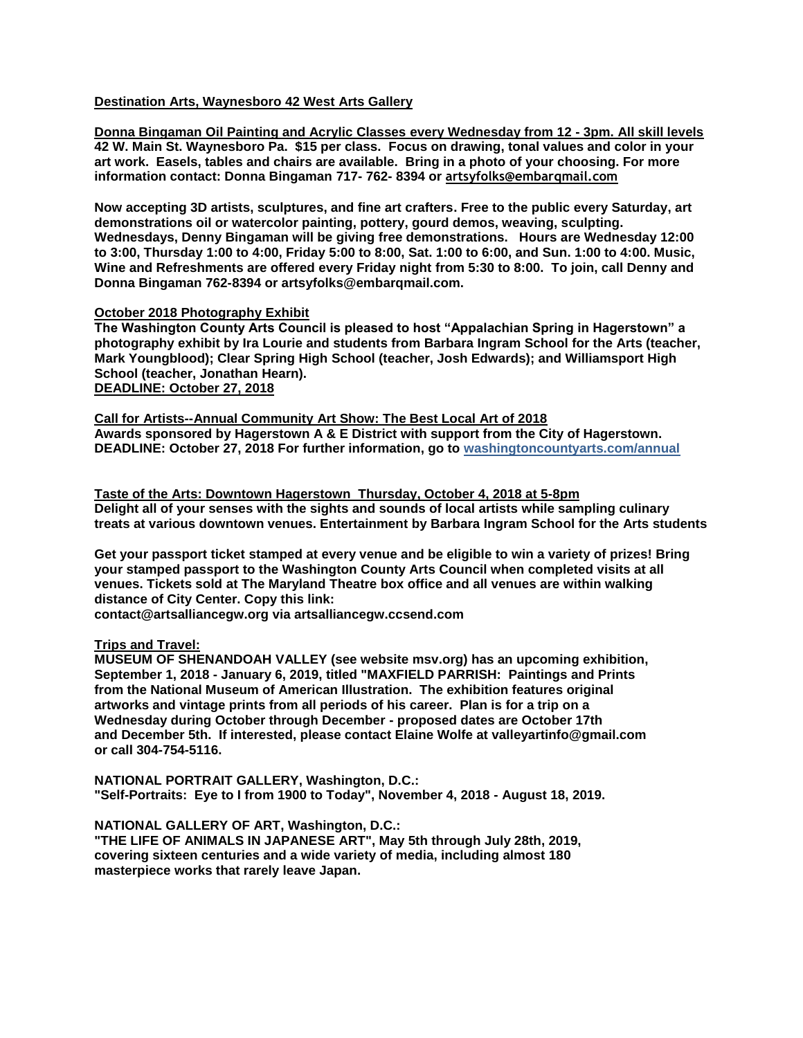**Destination Arts, Waynesboro 42 West Arts Gallery**

**Donna Bingaman Oil Painting and Acrylic Classes every Wednesday from 12 - 3pm. All skill levels**
**42 W. Main St. Waynesboro Pa. $15 per class. Focus on drawing, tonal values and color in your art work. Easels, tables and chairs are available. Bring in a photo of your choosing. For more information contact: Donna Bingaman 717- 762- 8394 or artsyfolks@embarqmail.com**

**Now accepting 3D artists, sculptures, and fine art crafters. Free to the public every Saturday, art demonstrations oil or watercolor painting, pottery, gourd demos, weaving, sculpting. Wednesdays, Denny Bingaman will be giving free demonstrations. Hours are Wednesday 12:00 to 3:00, Thursday 1:00 to 4:00, Friday 5:00 to 8:00, Sat. 1:00 to 6:00, and Sun. 1:00 to 4:00. Music, Wine and Refreshments are offered every Friday night from 5:30 to 8:00. To join, call Denny and Donna Bingaman 762-8394 or artsyfolks@embarqmail.com.**

**October 2018 Photography Exhibit**
**The Washington County Arts Council is pleased to host "Appalachian Spring in Hagerstown" a photography exhibit by Ira Lourie and students from Barbara Ingram School for the Arts (teacher, Mark Youngblood); Clear Spring High School (teacher, Josh Edwards); and Williamsport High School (teacher, Jonathan Hearn).**
**DEADLINE: October 27, 2018**

**Call for Artists--Annual Community Art Show: The Best Local Art of 2018**
**Awards sponsored by Hagerstown A & E District with support from the City of Hagerstown. DEADLINE: October 27, 2018 For further information, go to washingtoncountyarts.com/annual**

**Taste of the Arts: Downtown Hagerstown Thursday, October 4, 2018 at 5-8pm**
**Delight all of your senses with the sights and sounds of local artists while sampling culinary treats at various downtown venues. Entertainment by Barbara Ingram School for the Arts students**

**Get your passport ticket stamped at every venue and be eligible to win a variety of prizes! Bring your stamped passport to the Washington County Arts Council when completed visits at all venues. Tickets sold at The Maryland Theatre box office and all venues are within walking distance of City Center. Copy this link:**
**contact@artsalliancegw.org via artsalliancegw.ccsend.com**

**Trips and Travel:**
**MUSEUM OF SHENANDOAH VALLEY (see website msv.org) has an upcoming exhibition, September 1, 2018 - January 6, 2019, titled "MAXFIELD PARRISH: Paintings and Prints from the National Museum of American Illustration. The exhibition features original artworks and vintage prints from all periods of his career. Plan is for a trip on a Wednesday during October through December - proposed dates are October 17th and December 5th. If interested, please contact Elaine Wolfe at valleyartinfo@gmail.com or call 304-754-5116.**

**NATIONAL PORTRAIT GALLERY, Washington, D.C.:**
**"Self-Portraits: Eye to I from 1900 to Today", November 4, 2018 - August 18, 2019.**

**NATIONAL GALLERY OF ART, Washington, D.C.:**
**"THE LIFE OF ANIMALS IN JAPANESE ART", May 5th through July 28th, 2019, covering sixteen centuries and a wide variety of media, including almost 180 masterpiece works that rarely leave Japan.**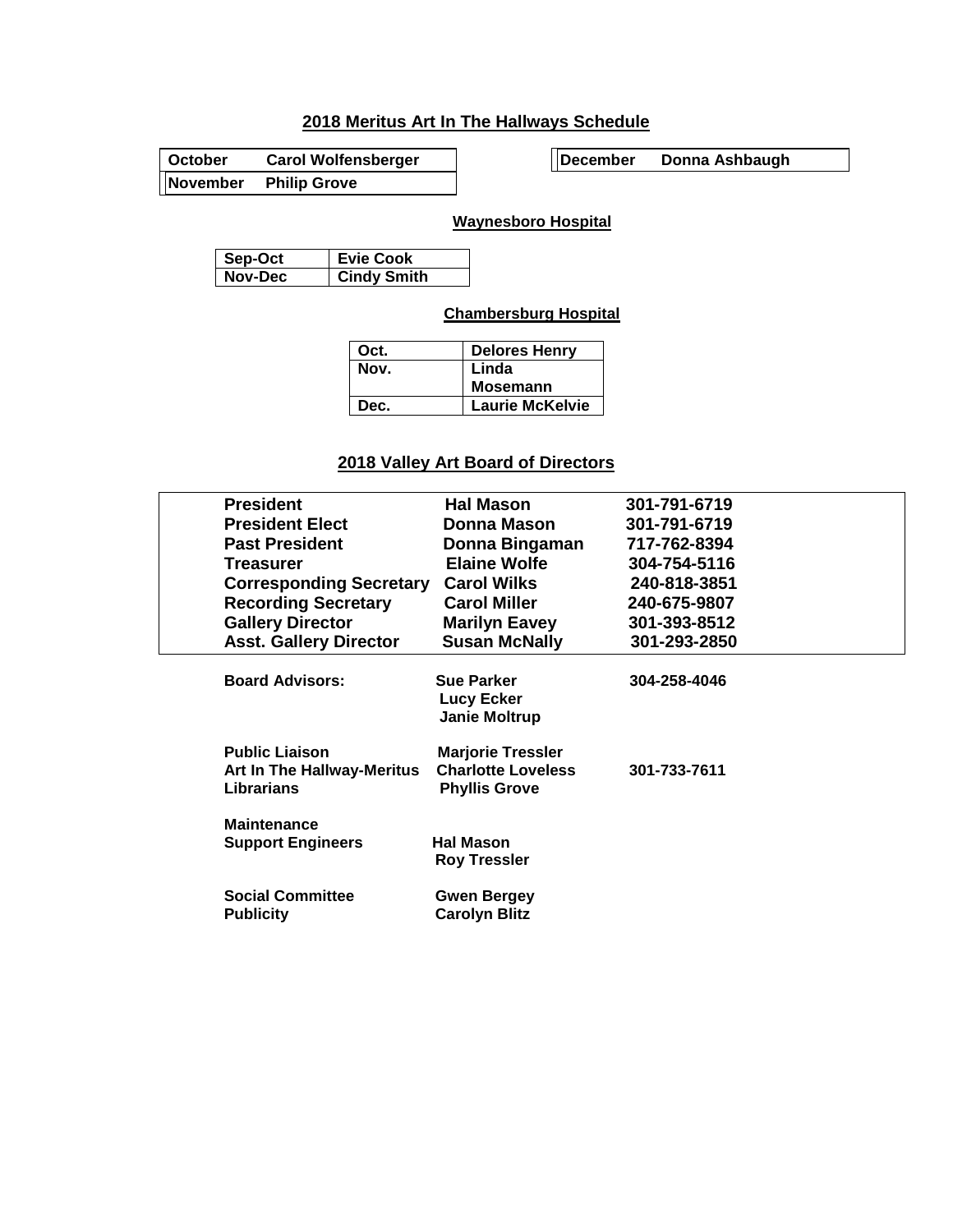## 2018 Meritus Art In The Hallways Schedule

| | |
|---|---|
| **October** | **Carol Wolfensberger** |
| **November** | **Philip Grove** |

| | |
|---|---|
| **December** | **Donna Ashbaugh** |

### Waynesboro Hospital

| | |
|---|---|
| **Sep-Oct** | **Evie Cook** |
| **Nov-Dec** | **Cindy Smith** |

### Chambersburg Hospital

| | |
|---|---|
| **Oct.** | **Delores Henry** |
| **Nov.** | **Linda Mosemann** |
| **Dec.** | **Laurie McKelvie** |

## 2018 Valley Art Board of Directors

| | | |
|---|---|---|
| **President** | **Hal Mason** | **301-791-6719** |
| **President Elect** | **Donna Mason** | **301-791-6719** |
| **Past President** | **Donna Bingaman** | **717-762-8394** |
| **Treasurer** | **Elaine Wolfe** | **304-754-5116** |
| **Corresponding Secretary** | **Carol Wilks** | **240-818-3851** |
| **Recording Secretary** | **Carol Miller** | **240-675-9807** |
| **Gallery Director** | **Marilyn Eavey** | **301-393-8512** |
| **Asst. Gallery Director** | **Susan McNally** | **301-293-2850** |

| | | |
|---|---|---|
| **Board Advisors:** | **Sue Parker** | **304-258-4046** |
| | **Lucy Ecker** | |
| | **Janie Moltrup** | |
| **Public Liaison** | **Marjorie Tressler** | |
| **Art In The Hallway-Meritus** | **Charlotte Loveless** | **301-733-7611** |
| **Librarians** | **Phyllis Grove** | |
| **Maintenance Support Engineers** | **Hal Mason** | |
| | **Roy Tressler** | |
| **Social Committee** | **Gwen Bergey** | |
| **Publicity** | **Carolyn Blitz** | |